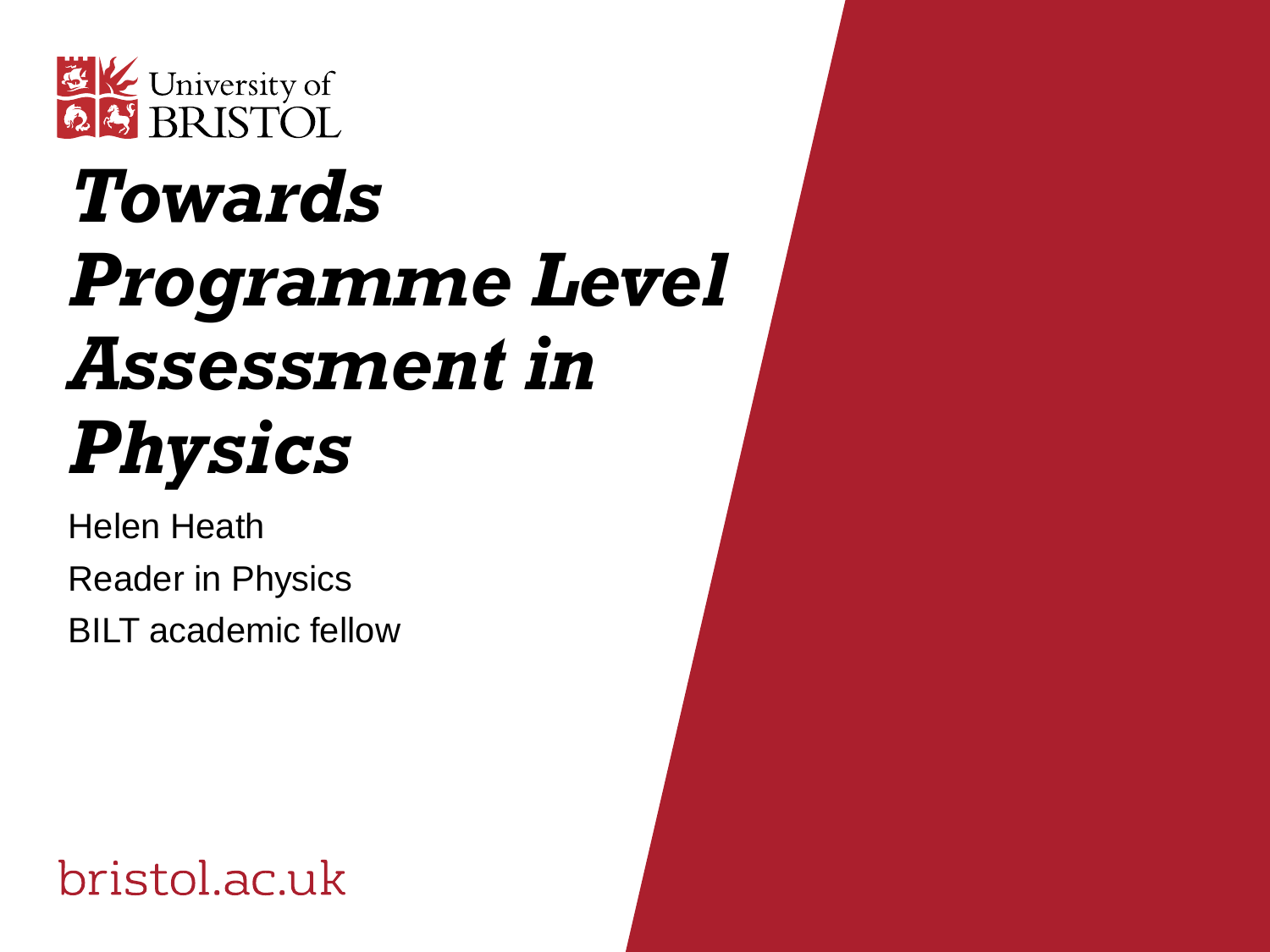University of BRISTOL

# *Towards Programme Level Assessment in Physics*

Helen Heath

Reader in Physics

BILT academic fellow

bristol.ac.uk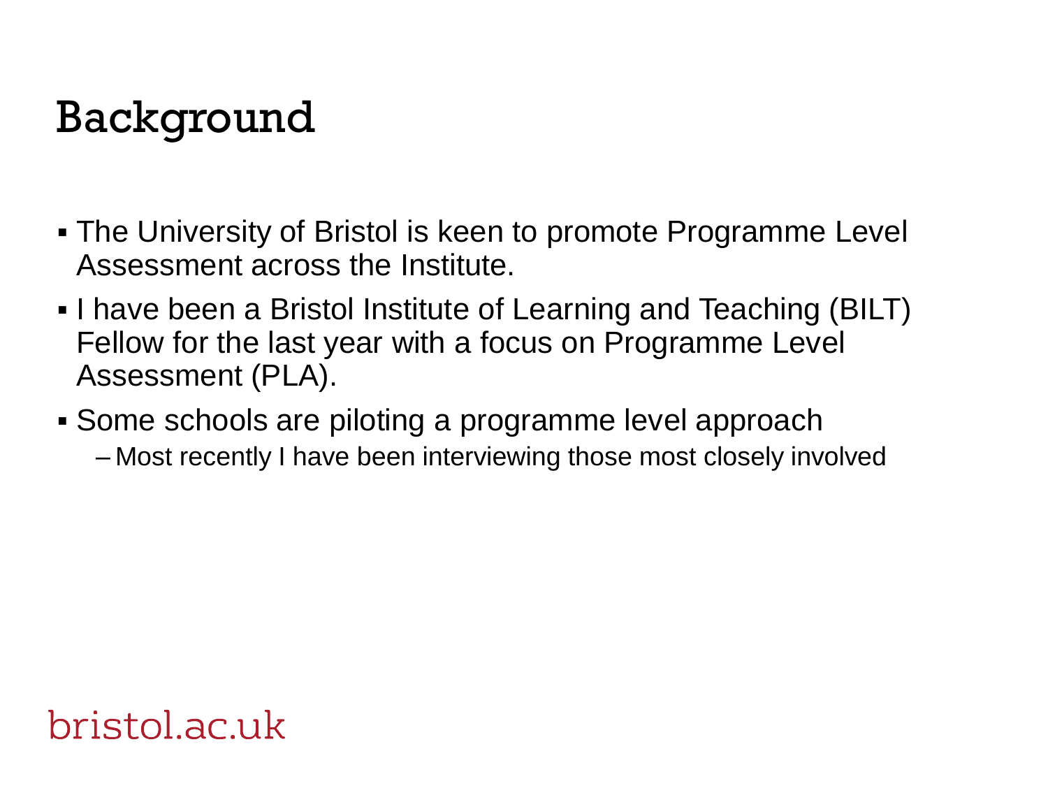# Background

- The University of Bristol is keen to promote Programme Level Assessment across the Institute.
- I have been a Bristol Institute of Learning and Teaching (BILT) Fellow for the last year with a focus on Programme Level Assessment (PLA).
- Some schools are piloting a programme level approach
  - Most recently I have been interviewing those most closely involved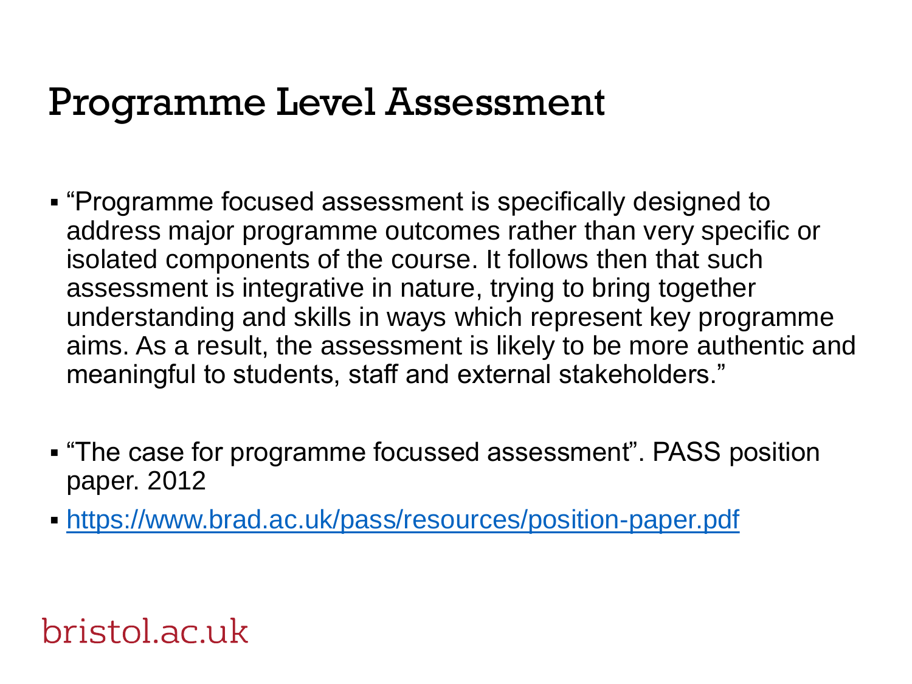# Programme Level Assessment

- "Programme focused assessment is specifically designed to address major programme outcomes rather than very specific or isolated components of the course. It follows then that such assessment is integrative in nature, trying to bring together understanding and skills in ways which represent key programme aims. As a result, the assessment is likely to be more authentic and meaningful to students, staff and external stakeholders."

- "The case for programme focussed assessment". PASS position paper. 2012
- https://www.brad.ac.uk/pass/resources/position-paper.pdf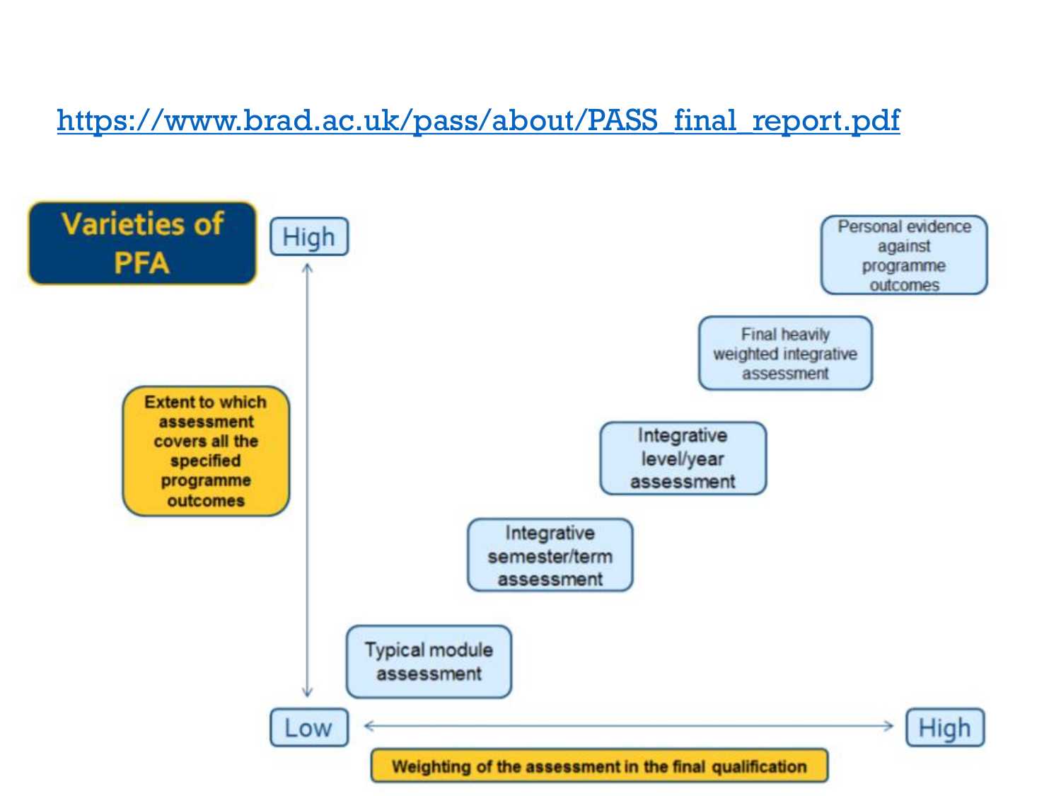https://www.brad.ac.uk/pass/about/PASS_final_report.pdf

## Varieties of PFA

High

Extent to which assessment covers all the specified programme outcomes

Low

Typical module assessment

Integrative semester/term assessment

Integrative level/year assessment

Final heavily weighted integrative assessment

Personal evidence against programme outcomes

High

Weighting of the assessment in the final qualification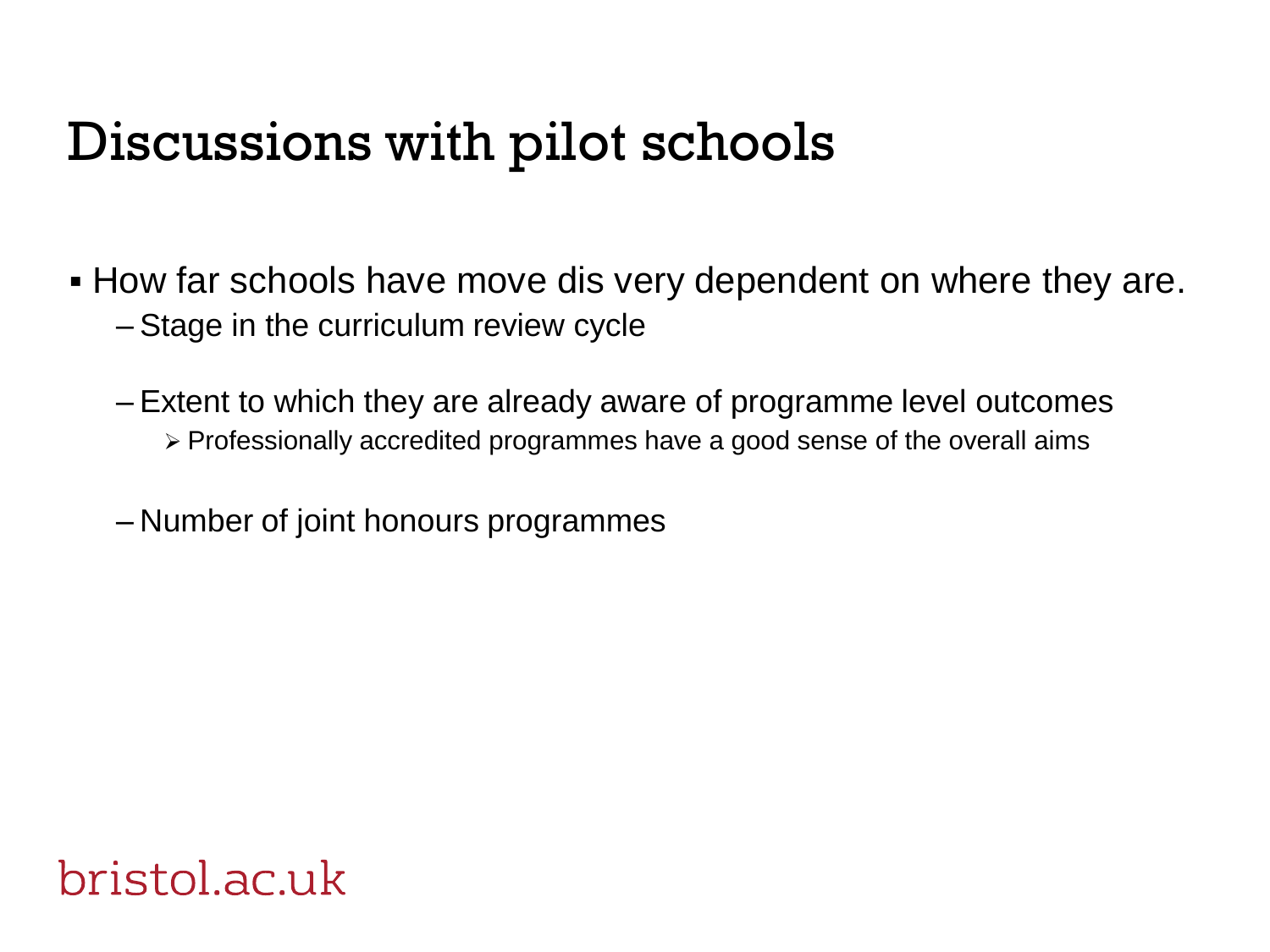# Discussions with pilot schools

- How far schools have move dis very dependent on where they are.
  - Stage in the curriculum review cycle
  - Extent to which they are already aware of programme level outcomes
    - Professionally accredited programmes have a good sense of the overall aims
  - Number of joint honours programmes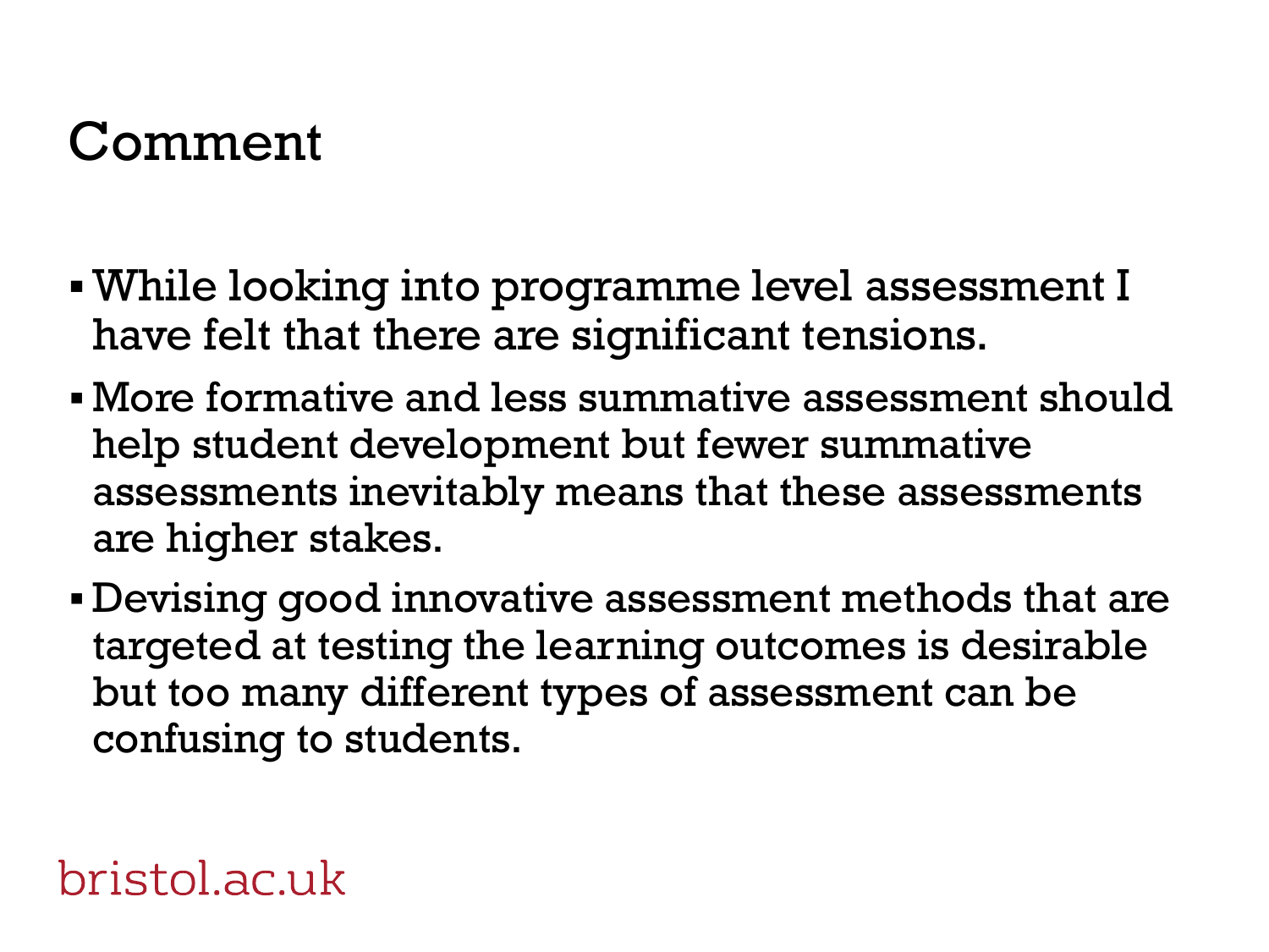# Comment

- While looking into programme level assessment I have felt that there are significant tensions.
- More formative and less summative assessment should help student development but fewer summative assessments inevitably means that these assessments are higher stakes.
- Devising good innovative assessment methods that are targeted at testing the learning outcomes is desirable but too many different types of assessment can be confusing to students.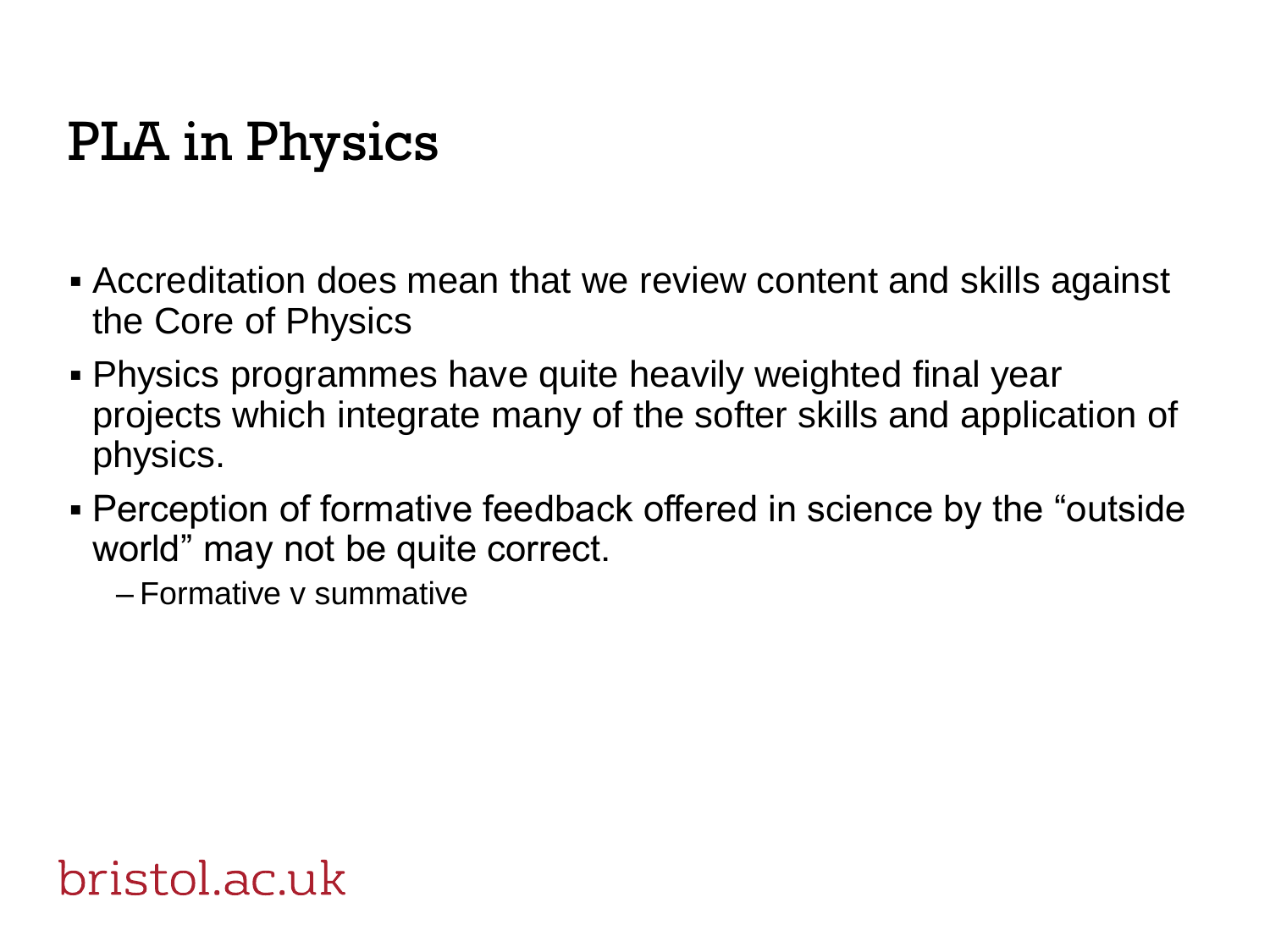# PLA in Physics

- Accreditation does mean that we review content and skills against the Core of Physics
- Physics programmes have quite heavily weighted final year projects which integrate many of the softer skills and application of physics.
- Perception of formative feedback offered in science by the “outside world” may not be quite correct.
  - Formative v summative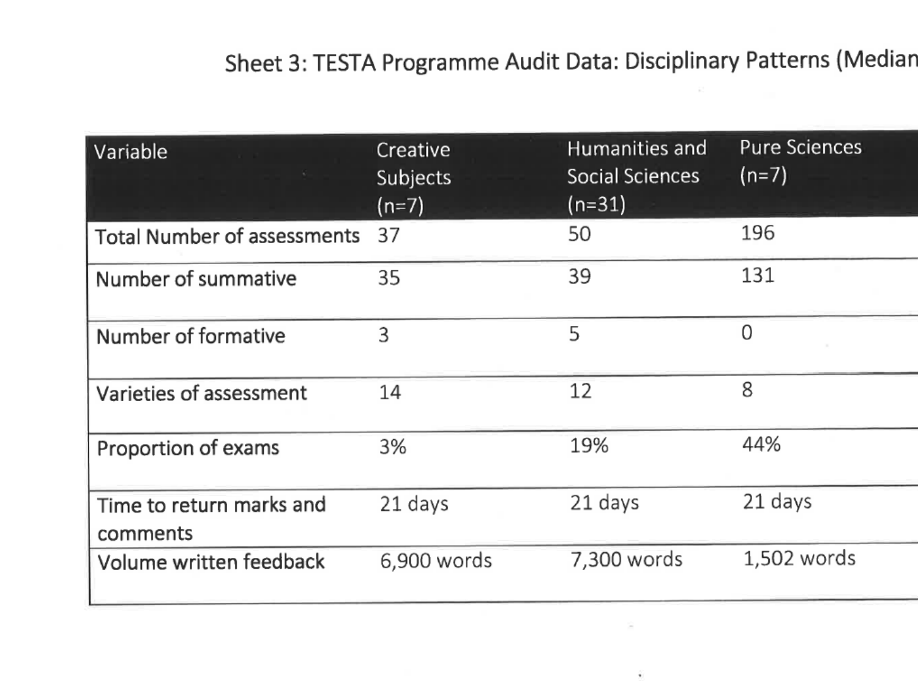Sheet 3: TESTA Programme Audit Data: Disciplinary Patterns (Median

| Variable | Creative Subjects (n=7) | Humanities and Social Sciences (n=31) | Pure Sciences (n=7) |
|---|---|---|---|
| Total Number of assessments | 37 | 50 | 196 |
| Number of summative | 35 | 39 | 131 |
| Number of formative | 3 | 5 | 0 |
| Varieties of assessment | 14 | 12 | 8 |
| Proportion of exams | 3% | 19% | 44% |
| Time to return marks and comments | 21 days | 21 days | 21 days |
| Volume written feedback | 6,900 words | 7,300 words | 1,502 words |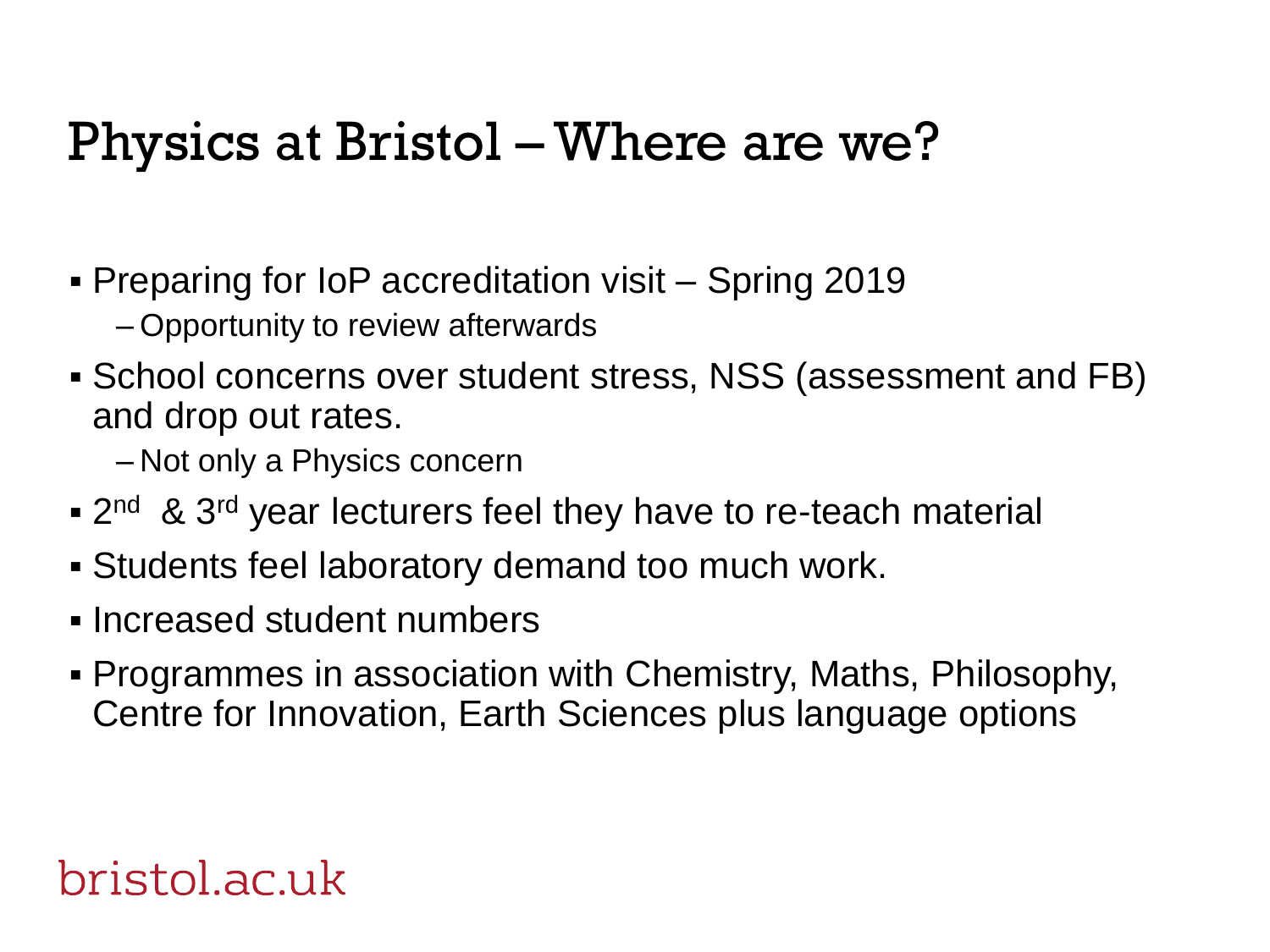# Physics at Bristol – Where are we?

- Preparing for IoP accreditation visit – Spring 2019
  - Opportunity to review afterwards
- School concerns over student stress, NSS (assessment and FB) and drop out rates.
  - Not only a Physics concern
- 2nd & 3rd year lecturers feel they have to re-teach material
- Students feel laboratory demand too much work.
- Increased student numbers
- Programmes in association with Chemistry, Maths, Philosophy, Centre for Innovation, Earth Sciences plus language options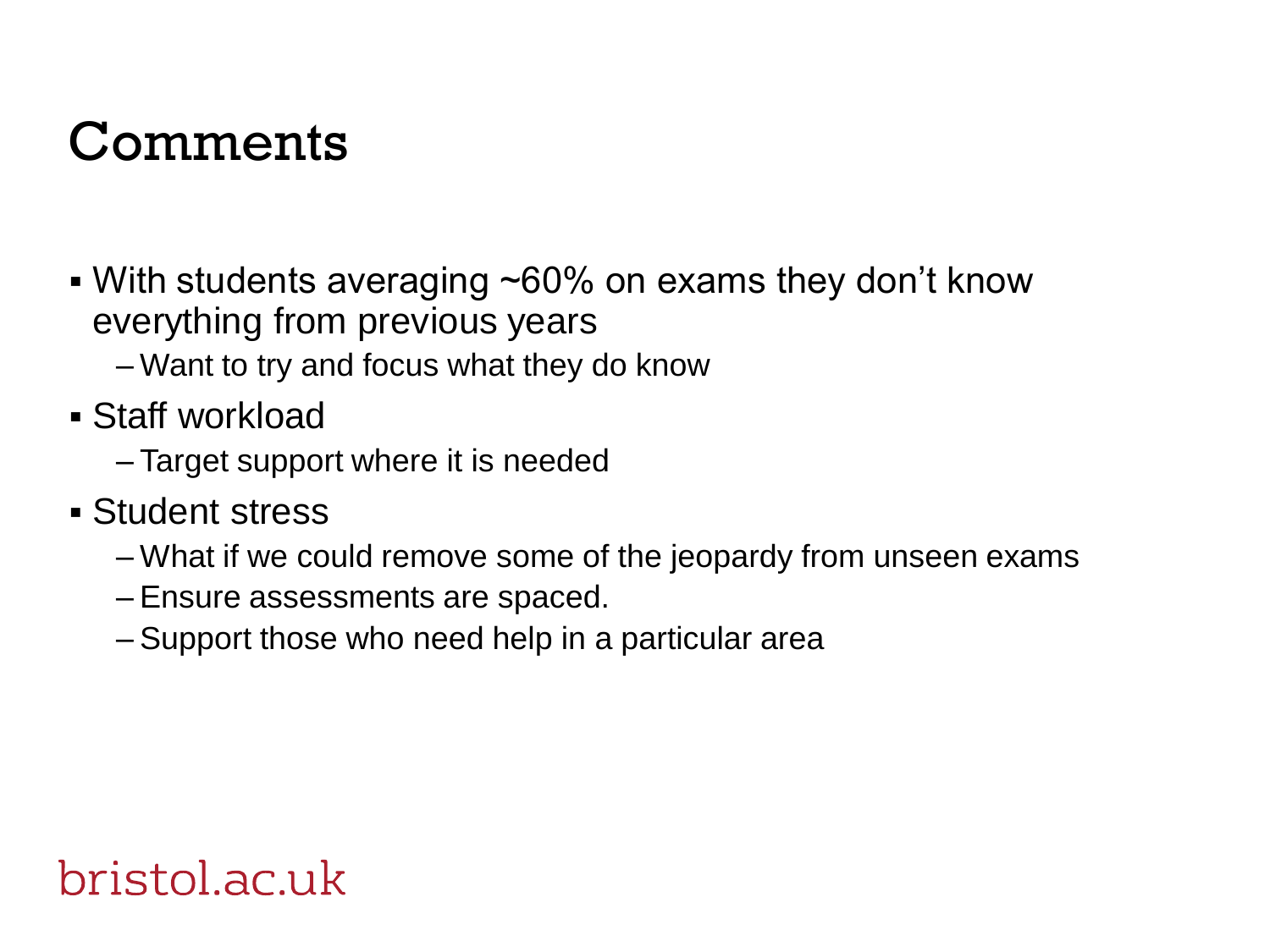# Comments

- With students averaging ~60% on exams they don't know everything from previous years
  - Want to try and focus what they do know
- Staff workload
  - Target support where it is needed
- Student stress
  - What if we could remove some of the jeopardy from unseen exams
  - Ensure assessments are spaced.
  - Support those who need help in a particular area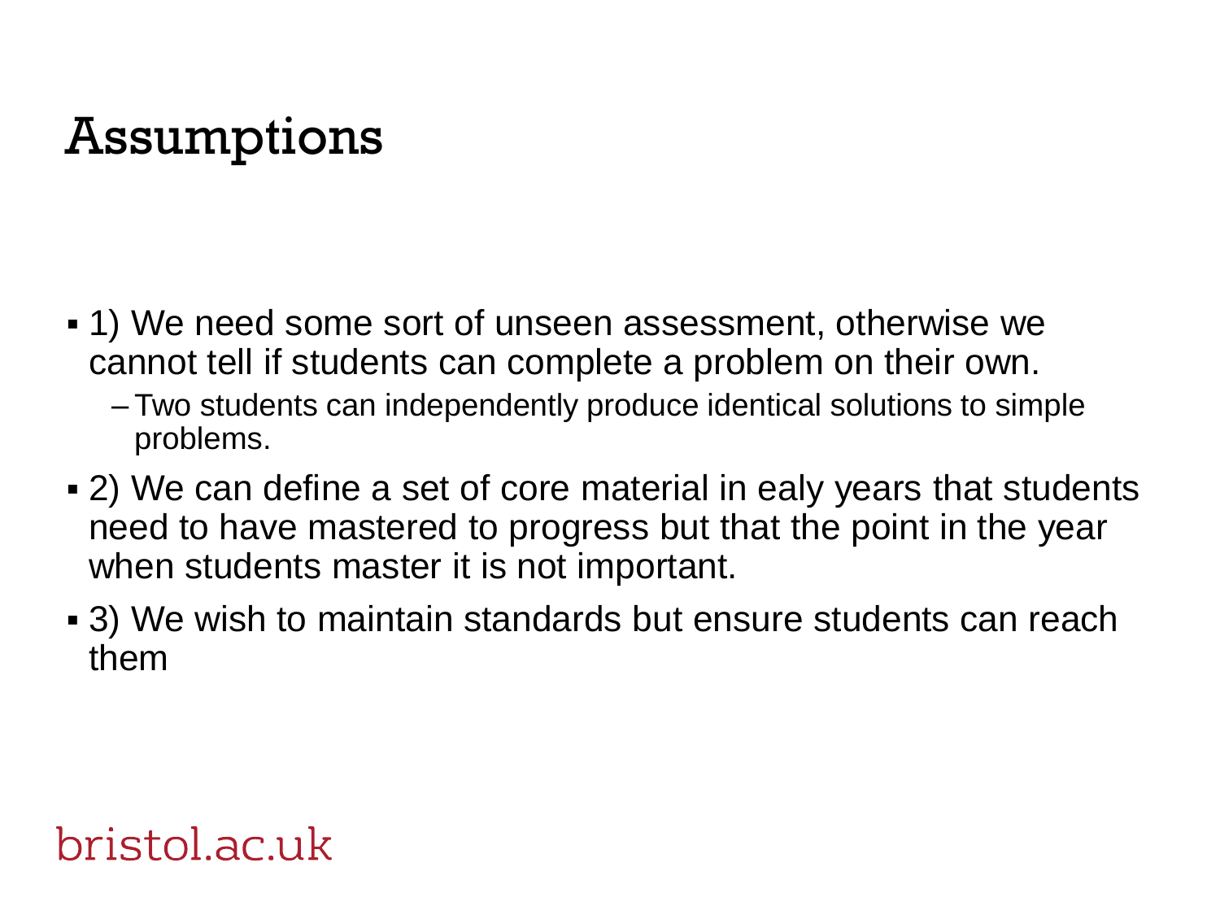# Assumptions

- 1) We need some sort of unseen assessment, otherwise we cannot tell if students can complete a problem on their own.
  - Two students can independently produce identical solutions to simple problems.
- 2) We can define a set of core material in ealy years that students need to have mastered to progress but that the point in the year when students master it is not important.
- 3) We wish to maintain standards but ensure students can reach them

bristol.ac.uk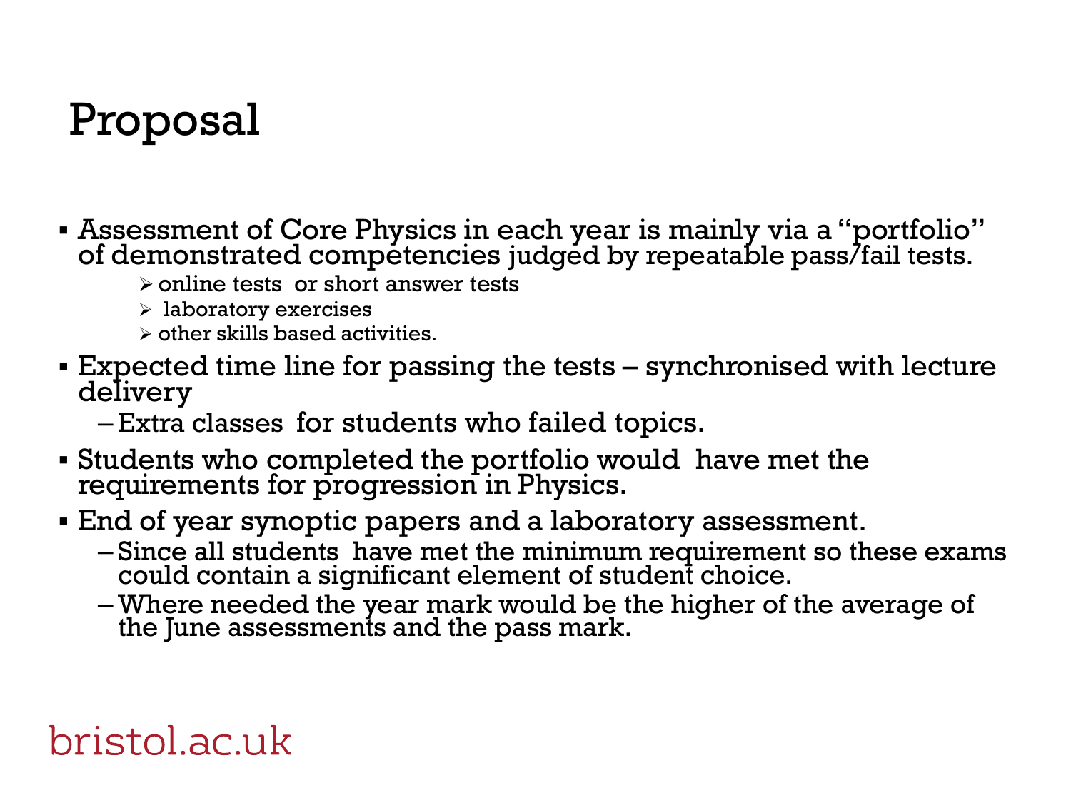# Proposal

- Assessment of Core Physics in each year is mainly via a "portfolio" of demonstrated competencies judged by repeatable pass/fail tests.
  - online tests or short answer tests
  - laboratory exercises
  - other skills based activities.
- Expected time line for passing the tests – synchronised with lecture delivery
  - Extra classes for students who failed topics.
- Students who completed the portfolio would have met the requirements for progression in Physics.
- End of year synoptic papers and a laboratory assessment.
  - Since all students have met the minimum requirement so these exams could contain a significant element of student choice.
  - Where needed the year mark would be the higher of the average of the June assessments and the pass mark.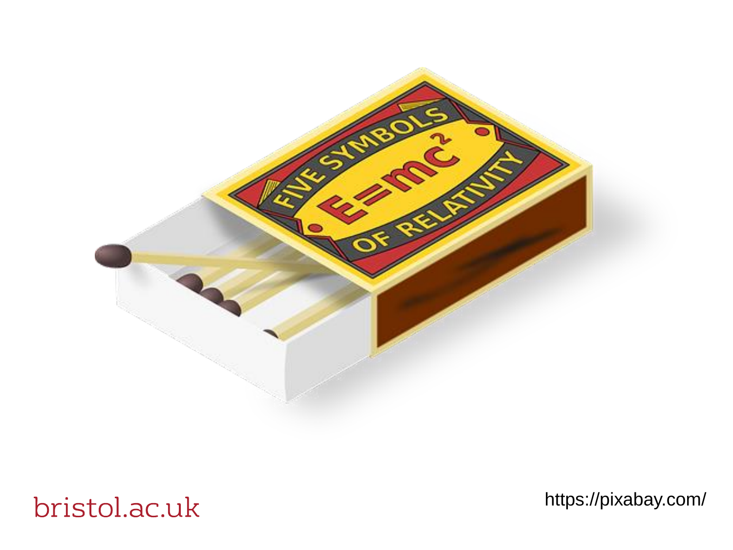https://pixabay.com/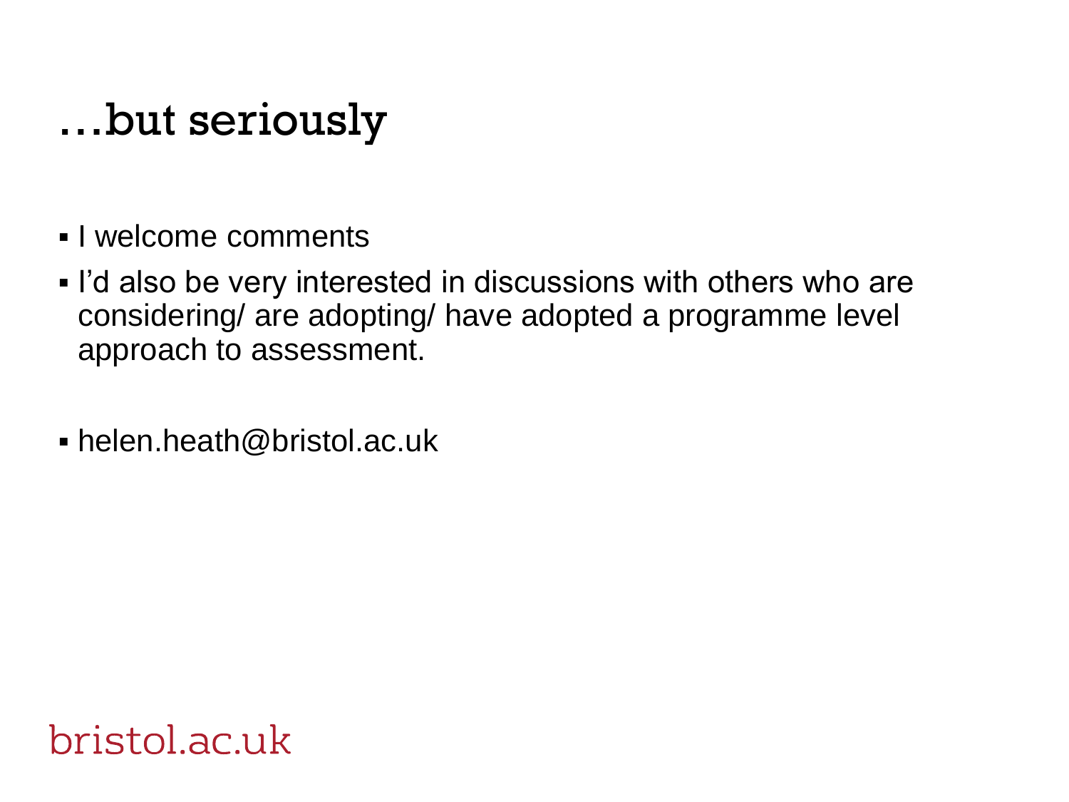# …but seriously

- I welcome comments
- I'd also be very interested in discussions with others who are considering/ are adopting/ have adopted a programme level approach to assessment.

- helen.heath@bristol.ac.uk